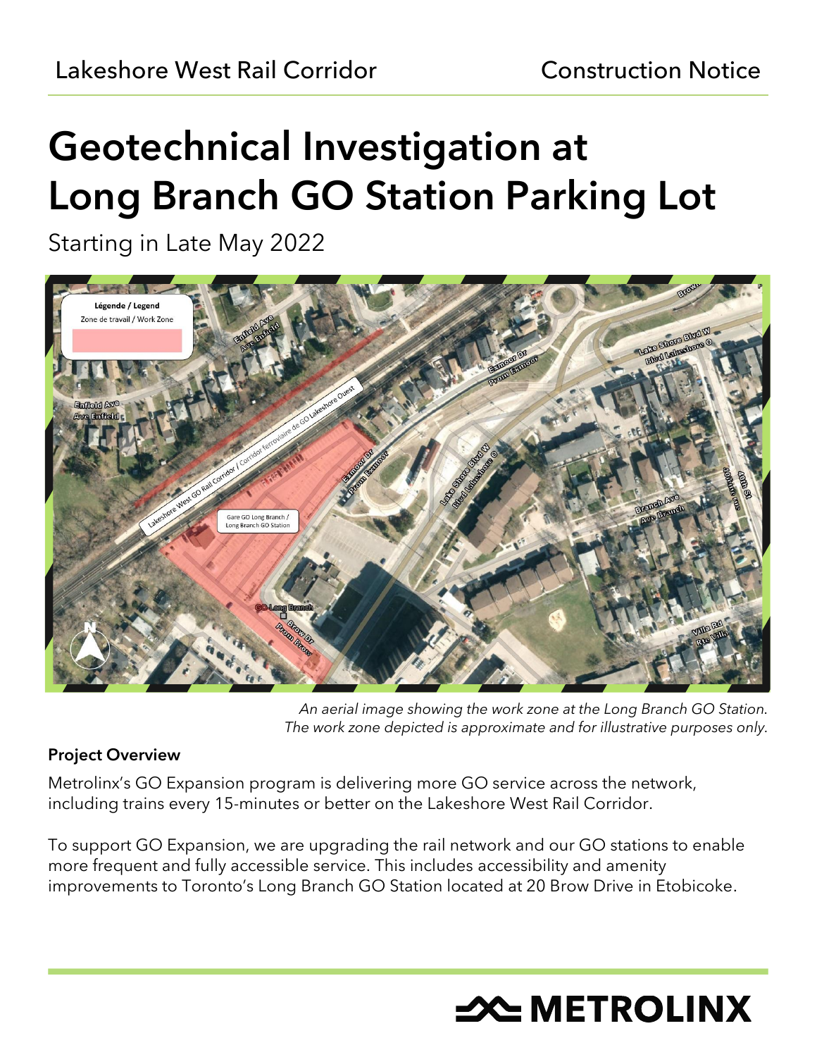Lakeshore West Rail Corridor — Construction Notice

# Geotechnical Investigation at Long Branch GO Station Parking Lot

Starting in Late May 2022

*An aerial image showing the work zone at the Long Branch GO Station. The work zone depicted is approximate and for illustrative purposes only.*

**Project Overview**

Metrolinx's GO Expansion program is delivering more GO service across the network, including trains every 15-minutes or better on the Lakeshore West Rail Corridor.

To support GO Expansion, we are upgrading the rail network and our GO stations to enable more frequent and fully accessible service. This includes accessibility and amenity improvements to Toronto's Long Branch GO Station located at 20 Brow Drive in Etobicoke.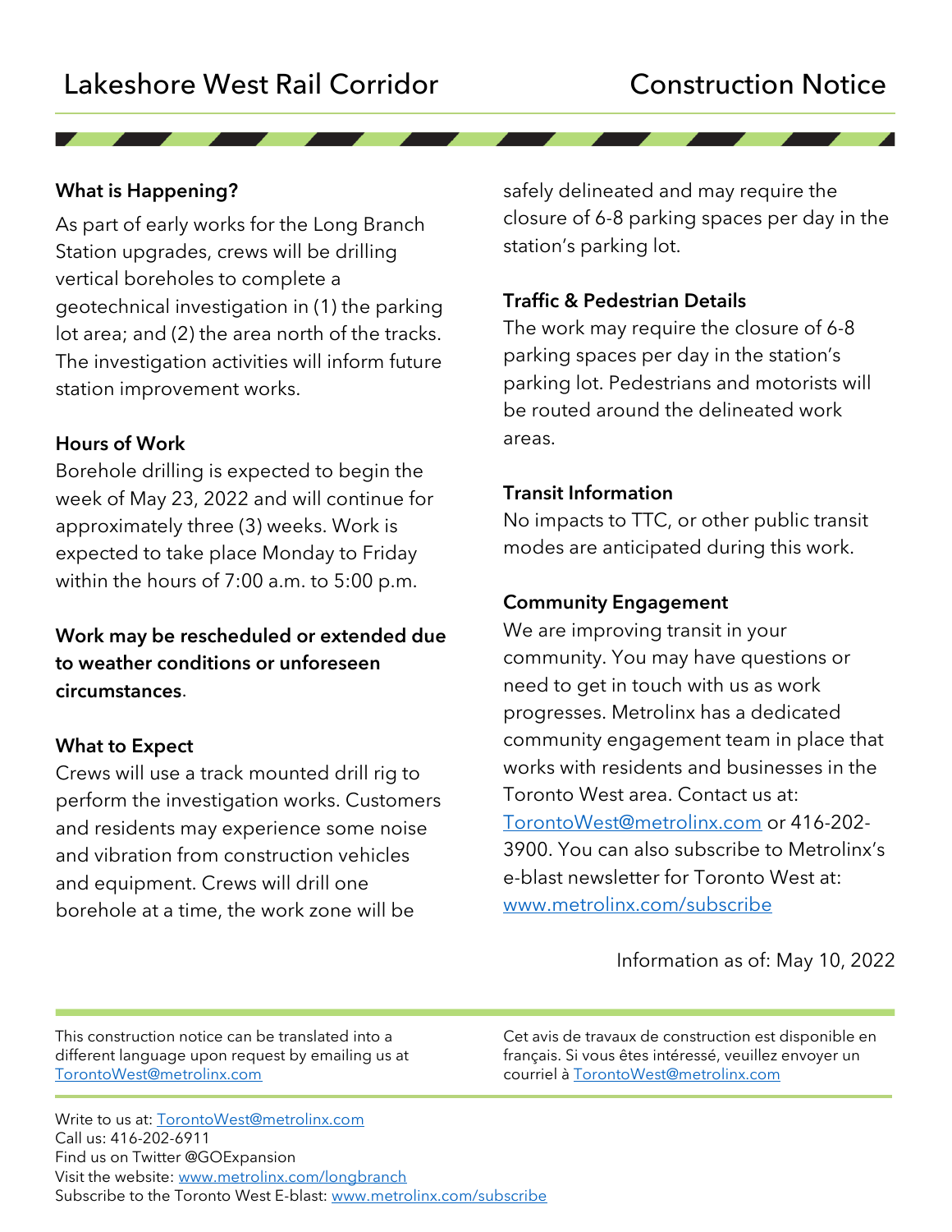# Lakeshore West Rail Corridor

# Construction Notice

**What is Happening?**

As part of early works for the Long Branch Station upgrades, crews will be drilling vertical boreholes to complete a geotechnical investigation in (1) the parking lot area; and (2) the area north of the tracks. The investigation activities will inform future station improvement works.

**Hours of Work**

Borehole drilling is expected to begin the week of May 23, 2022 and will continue for approximately three (3) weeks. Work is expected to take place Monday to Friday within the hours of 7:00 a.m. to 5:00 p.m.

**Work may be rescheduled or extended due to weather conditions or unforeseen circumstances**.

**What to Expect**

Crews will use a track mounted drill rig to perform the investigation works. Customers and residents may experience some noise and vibration from construction vehicles and equipment. Crews will drill one borehole at a time, the work zone will be safely delineated and may require the closure of 6-8 parking spaces per day in the station's parking lot.

**Traffic & Pedestrian Details**

The work may require the closure of 6-8 parking spaces per day in the station's parking lot. Pedestrians and motorists will be routed around the delineated work areas.

**Transit Information**

No impacts to TTC, or other public transit modes are anticipated during this work.

**Community Engagement**

We are improving transit in your community. You may have questions or need to get in touch with us as work progresses. Metrolinx has a dedicated community engagement team in place that works with residents and businesses in the Toronto West area. Contact us at: TorontoWest@metrolinx.com or 416-202-3900. You can also subscribe to Metrolinx's e-blast newsletter for Toronto West at: www.metrolinx.com/subscribe

Information as of: May 10, 2022

This construction notice can be translated into a different language upon request by emailing us at TorontoWest@metrolinx.com

Cet avis de travaux de construction est disponible en français. Si vous êtes intéressé, veuillez envoyer un courriel à TorontoWest@metrolinx.com

Write to us at: TorontoWest@metrolinx.com
Call us: 416-202-6911
Find us on Twitter @GOExpansion
Visit the website: www.metrolinx.com/longbranch
Subscribe to the Toronto West E-blast: www.metrolinx.com/subscribe